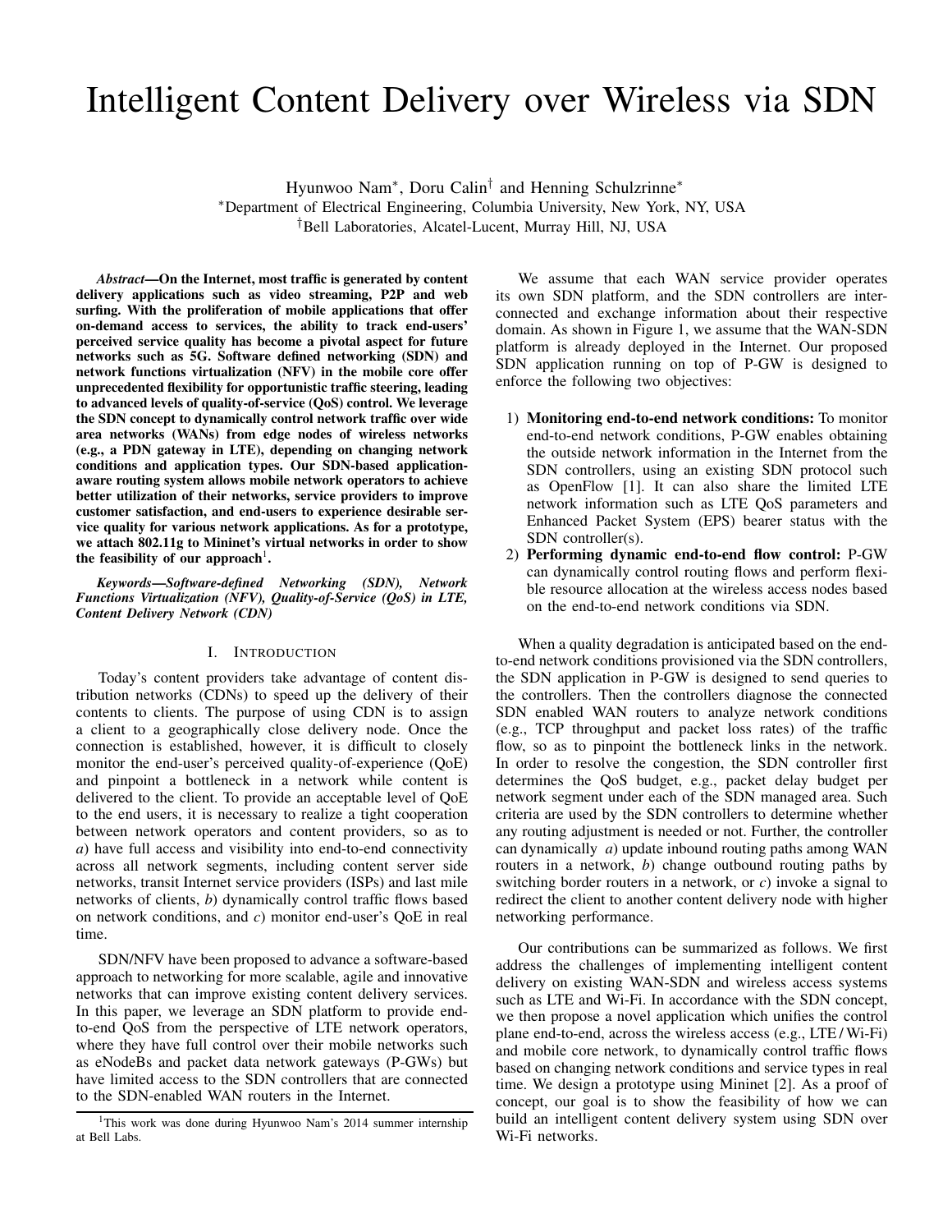# Intelligent Content Delivery over Wireless via SDN

Hyunwoo Nam*, Doru Calin† and Henning Schulzrinne*

*Department of Electrical Engineering, Columbia University, New York, NY, USA

†Bell Laboratories, Alcatel-Lucent, Murray Hill, NJ, USA

***Abstract*—On the Internet, most traffic is generated by content delivery applications such as video streaming, P2P and web surfing. With the proliferation of mobile applications that offer on-demand access to services, the ability to track end-users' perceived service quality has become a pivotal aspect for future networks such as 5G. Software defined networking (SDN) and network functions virtualization (NFV) in the mobile core offer unprecedented flexibility for opportunistic traffic steering, leading to advanced levels of quality-of-service (QoS) control. We leverage the SDN concept to dynamically control network traffic over wide area networks (WANs) from edge nodes of wireless networks (e.g., a PDN gateway in LTE), depending on changing network conditions and application types. Our SDN-based application-aware routing system allows mobile network operators to achieve better utilization of their networks, service providers to improve customer satisfaction, and end-users to experience desirable service quality for various network applications. As for a prototype, we attach 802.11g to Mininet's virtual networks in order to show the feasibility of our approach[1].**

***Keywords*—*Software-defined Networking (SDN), Network Functions Virtualization (NFV), Quality-of-Service (QoS) in LTE, Content Delivery Network (CDN)***

## I. Introduction

Today's content providers take advantage of content distribution networks (CDNs) to speed up the delivery of their contents to clients. The purpose of using CDN is to assign a client to a geographically close delivery node. Once the connection is established, however, it is difficult to closely monitor the end-user's perceived quality-of-experience (QoE) and pinpoint a bottleneck in a network while content is delivered to the client. To provide an acceptable level of QoE to the end users, it is necessary to realize a tight cooperation between network operators and content providers, so as to *a*) have full access and visibility into end-to-end connectivity across all network segments, including content server side networks, transit Internet service providers (ISPs) and last mile networks of clients, *b*) dynamically control traffic flows based on network conditions, and *c*) monitor end-user's QoE in real time.

SDN/NFV have been proposed to advance a software-based approach to networking for more scalable, agile and innovative networks that can improve existing content delivery services. In this paper, we leverage an SDN platform to provide end-to-end QoS from the perspective of LTE network operators, where they have full control over their mobile networks such as eNodeBs and packet data network gateways (P-GWs) but have limited access to the SDN controllers that are connected to the SDN-enabled WAN routers in the Internet.

We assume that each WAN service provider operates its own SDN platform, and the SDN controllers are interconnected and exchange information about their respective domain. As shown in Figure 1, we assume that the WAN-SDN platform is already deployed in the Internet. Our proposed SDN application running on top of P-GW is designed to enforce the following two objectives:

1) **Monitoring end-to-end network conditions:** To monitor end-to-end network conditions, P-GW enables obtaining the outside network information in the Internet from the SDN controllers, using an existing SDN protocol such as OpenFlow [1]. It can also share the limited LTE network information such as LTE QoS parameters and Enhanced Packet System (EPS) bearer status with the SDN controller(s).
2) **Performing dynamic end-to-end flow control:** P-GW can dynamically control routing flows and perform flexible resource allocation at the wireless access nodes based on the end-to-end network conditions via SDN.

When a quality degradation is anticipated based on the end-to-end network conditions provisioned via the SDN controllers, the SDN application in P-GW is designed to send queries to the controllers. Then the controllers diagnose the connected SDN enabled WAN routers to analyze network conditions (e.g., TCP throughput and packet loss rates) of the traffic flow, so as to pinpoint the bottleneck links in the network. In order to resolve the congestion, the SDN controller first determines the QoS budget, e.g., packet delay budget per network segment under each of the SDN managed area. Such criteria are used by the SDN controllers to determine whether any routing adjustment is needed or not. Further, the controller can dynamically *a*) update inbound routing paths among WAN routers in a network, *b*) change outbound routing paths by switching border routers in a network, or *c*) invoke a signal to redirect the client to another content delivery node with higher networking performance.

Our contributions can be summarized as follows. We first address the challenges of implementing intelligent content delivery on existing WAN-SDN and wireless access systems such as LTE and Wi-Fi. In accordance with the SDN concept, we then propose a novel application which unifies the control plane end-to-end, across the wireless access (e.g., LTE / Wi-Fi) and mobile core network, to dynamically control traffic flows based on changing network conditions and service types in real time. We design a prototype using Mininet [2]. As a proof of concept, our goal is to show the feasibility of how we can build an intelligent content delivery system using SDN over Wi-Fi networks.

[1]This work was done during Hyunwoo Nam's 2014 summer internship at Bell Labs.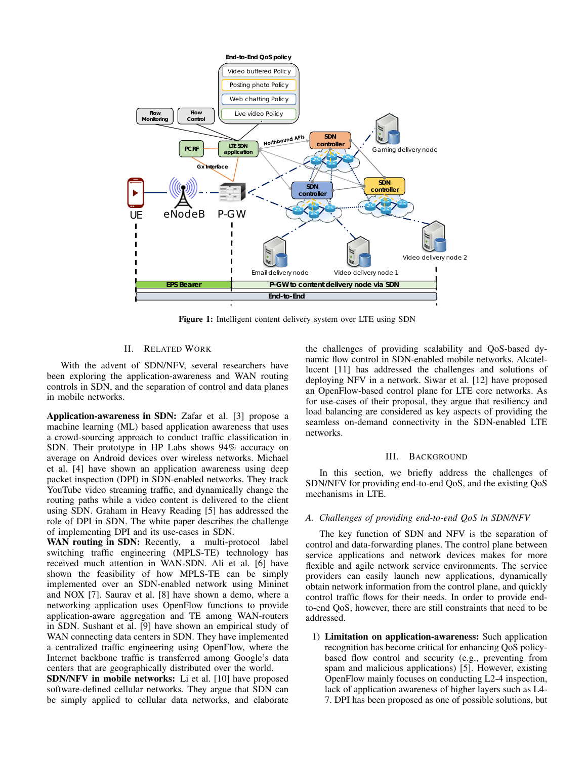Figure 1: Intelligent content delivery system over LTE using SDN

## II. Related Work

With the advent of SDN/NFV, several researchers have been exploring the application-awareness and WAN routing controls in SDN, and the separation of control and data planes in mobile networks.

**Application-awareness in SDN:** Zafar et al. [3] propose a machine learning (ML) based application awareness that uses a crowd-sourcing approach to conduct traffic classification in SDN. Their prototype in HP Labs shows 94% accuracy on average on Android devices over wireless networks. Michael et al. [4] have shown an application awareness using deep packet inspection (DPI) in SDN-enabled networks. They track YouTube video streaming traffic, and dynamically change the routing paths while a video content is delivered to the client using SDN. Graham in Heavy Reading [5] has addressed the role of DPI in SDN. The white paper describes the challenge of implementing DPI and its use-cases in SDN.

**WAN routing in SDN:** Recently, a multi-protocol label switching traffic engineering (MPLS-TE) technology has received much attention in WAN-SDN. Ali et al. [6] have shown the feasibility of how MPLS-TE can be simply implemented over an SDN-enabled network using Mininet and NOX [7]. Saurav et al. [8] have shown a demo, where a networking application uses OpenFlow functions to provide application-aware aggregation and TE among WAN-routers in SDN. Sushant et al. [9] have shown an empirical study of WAN connecting data centers in SDN. They have implemented a centralized traffic engineering using OpenFlow, where the Internet backbone traffic is transferred among Google's data centers that are geographically distributed over the world.

**SDN/NFV in mobile networks:** Li et al. [10] have proposed software-defined cellular networks. They argue that SDN can be simply applied to cellular data networks, and elaborate the challenges of providing scalability and QoS-based dynamic flow control in SDN-enabled mobile networks. Alcatel-lucent [11] has addressed the challenges and solutions of deploying NFV in a network. Siwar et al. [12] have proposed an OpenFlow-based control plane for LTE core networks. As for use-cases of their proposal, they argue that resiliency and load balancing are considered as key aspects of providing the seamless on-demand connectivity in the SDN-enabled LTE networks.

## III. Background

In this section, we briefly address the challenges of SDN/NFV for providing end-to-end QoS, and the existing QoS mechanisms in LTE.

### A. Challenges of providing end-to-end QoS in SDN/NFV

The key function of SDN and NFV is the separation of control and data-forwarding planes. The control plane between service applications and network devices makes for more flexible and agile network service environments. The service providers can easily launch new applications, dynamically obtain network information from the control plane, and quickly control traffic flows for their needs. In order to provide end-to-end QoS, however, there are still constraints that need to be addressed.

1) **Limitation on application-awareness:** Such application recognition has become critical for enhancing QoS policy-based flow control and security (e.g., preventing from spam and malicious applications) [5]. However, existing OpenFlow mainly focuses on conducting L2-4 inspection, lack of application awareness of higher layers such as L4-7. DPI has been proposed as one of possible solutions, but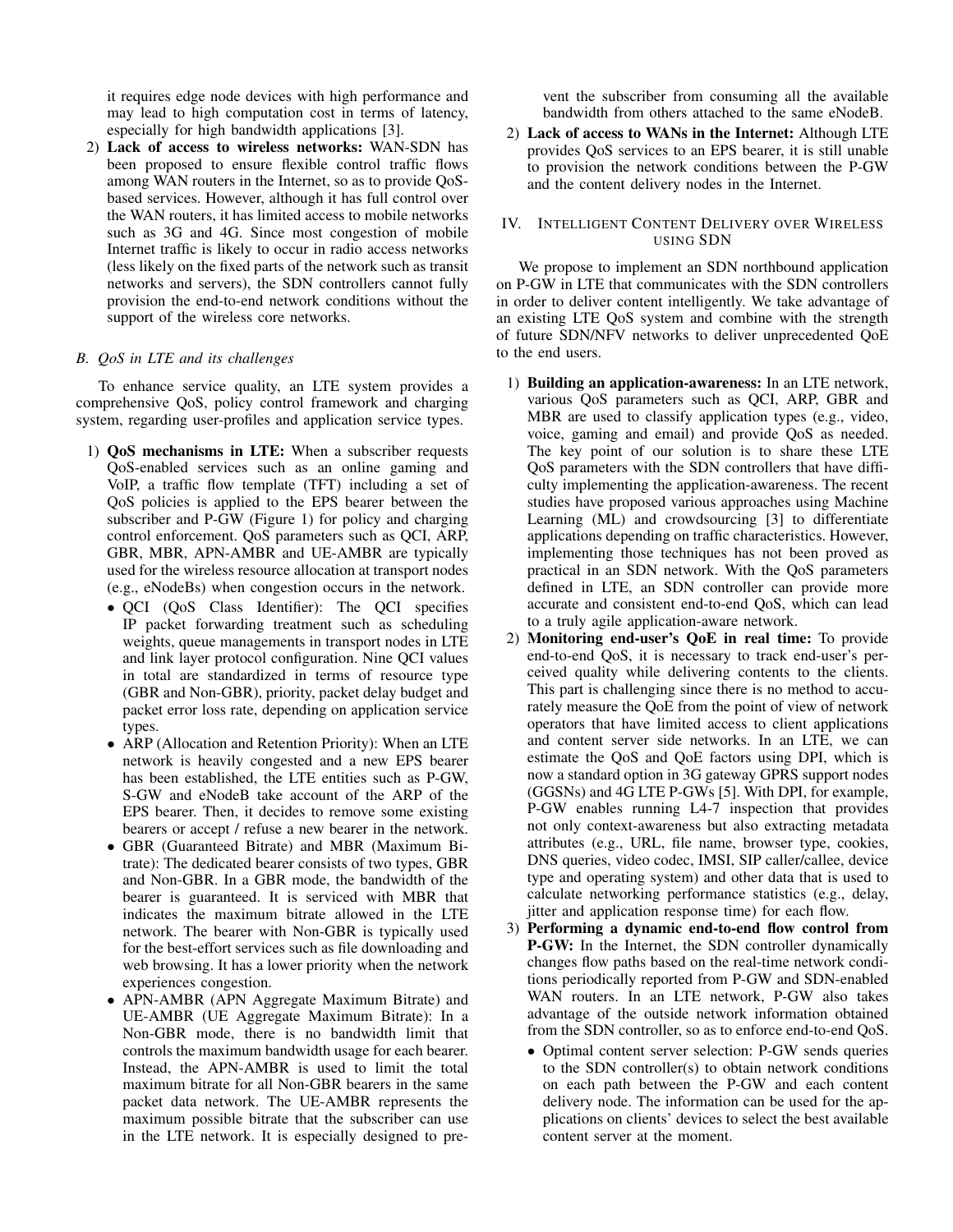it requires edge node devices with high performance and may lead to high computation cost in terms of latency, especially for high bandwidth applications [3].

2) **Lack of access to wireless networks:** WAN-SDN has been proposed to ensure flexible control traffic flows among WAN routers in the Internet, so as to provide QoS-based services. However, although it has full control over the WAN routers, it has limited access to mobile networks such as 3G and 4G. Since most congestion of mobile Internet traffic is likely to occur in radio access networks (less likely on the fixed parts of the network such as transit networks and servers), the SDN controllers cannot fully provision the end-to-end network conditions without the support of the wireless core networks.

### *B. QoS in LTE and its challenges*

To enhance service quality, an LTE system provides a comprehensive QoS, policy control framework and charging system, regarding user-profiles and application service types.

1) **QoS mechanisms in LTE:** When a subscriber requests QoS-enabled services such as an online gaming and VoIP, a traffic flow template (TFT) including a set of QoS policies is applied to the EPS bearer between the subscriber and P-GW (Figure 1) for policy and charging control enforcement. QoS parameters such as QCI, ARP, GBR, MBR, APN-AMBR and UE-AMBR are typically used for the wireless resource allocation at transport nodes (e.g., eNodeBs) when congestion occurs in the network.
   - QCI (QoS Class Identifier): The QCI specifies IP packet forwarding treatment such as scheduling weights, queue managements in transport nodes in LTE and link layer protocol configuration. Nine QCI values in total are standardized in terms of resource type (GBR and Non-GBR), priority, packet delay budget and packet error loss rate, depending on application service types.
   - ARP (Allocation and Retention Priority): When an LTE network is heavily congested and a new EPS bearer has been established, the LTE entities such as P-GW, S-GW and eNodeB take account of the ARP of the EPS bearer. Then, it decides to remove some existing bearers or accept / refuse a new bearer in the network.
   - GBR (Guaranteed Bitrate) and MBR (Maximum Bitrate): The dedicated bearer consists of two types, GBR and Non-GBR. In a GBR mode, the bandwidth of the bearer is guaranteed. It is serviced with MBR that indicates the maximum bitrate allowed in the LTE network. The bearer with Non-GBR is typically used for the best-effort services such as file downloading and web browsing. It has a lower priority when the network experiences congestion.
   - APN-AMBR (APN Aggregate Maximum Bitrate) and UE-AMBR (UE Aggregate Maximum Bitrate): In a Non-GBR mode, there is no bandwidth limit that controls the maximum bandwidth usage for each bearer. Instead, the APN-AMBR is used to limit the total maximum bitrate for all Non-GBR bearers in the same packet data network. The UE-AMBR represents the maximum possible bitrate that the subscriber can use in the LTE network. It is especially designed to prevent the subscriber from consuming all the available bandwidth from others attached to the same eNodeB.

2) **Lack of access to WANs in the Internet:** Although LTE provides QoS services to an EPS bearer, it is still unable to provision the network conditions between the P-GW and the content delivery nodes in the Internet.

## IV. Intelligent Content Delivery over Wireless using SDN

We propose to implement an SDN northbound application on P-GW in LTE that communicates with the SDN controllers in order to deliver content intelligently. We take advantage of an existing LTE QoS system and combine with the strength of future SDN/NFV networks to deliver unprecedented QoE to the end users.

1) **Building an application-awareness:** In an LTE network, various QoS parameters such as QCI, ARP, GBR and MBR are used to classify application types (e.g., video, voice, gaming and email) and provide QoS as needed. The key point of our solution is to share these LTE QoS parameters with the SDN controllers that have difficulty implementing the application-awareness. The recent studies have proposed various approaches using Machine Learning (ML) and crowdsourcing [3] to differentiate applications depending on traffic characteristics. However, implementing those techniques has not been proved as practical in an SDN network. With the QoS parameters defined in LTE, an SDN controller can provide more accurate and consistent end-to-end QoS, which can lead to a truly agile application-aware network.

2) **Monitoring end-user's QoE in real time:** To provide end-to-end QoS, it is necessary to track end-user's perceived quality while delivering contents to the clients. This part is challenging since there is no method to accurately measure the QoE from the point of view of network operators that have limited access to client applications and content server side networks. In an LTE, we can estimate the QoS and QoE factors using DPI, which is now a standard option in 3G gateway GPRS support nodes (GGSNs) and 4G LTE P-GWs [5]. With DPI, for example, P-GW enables running L4-7 inspection that provides not only context-awareness but also extracting metadata attributes (e.g., URL, file name, browser type, cookies, DNS queries, video codec, IMSI, SIP caller/callee, device type and operating system) and other data that is used to calculate networking performance statistics (e.g., delay, jitter and application response time) for each flow.

3) **Performing a dynamic end-to-end flow control from P-GW:** In the Internet, the SDN controller dynamically changes flow paths based on the real-time network conditions periodically reported from P-GW and SDN-enabled WAN routers. In an LTE network, P-GW also takes advantage of the outside network information obtained from the SDN controller, so as to enforce end-to-end QoS.
   - Optimal content server selection: P-GW sends queries to the SDN controller(s) to obtain network conditions on each path between the P-GW and each content delivery node. The information can be used for the applications on clients' devices to select the best available content server at the moment.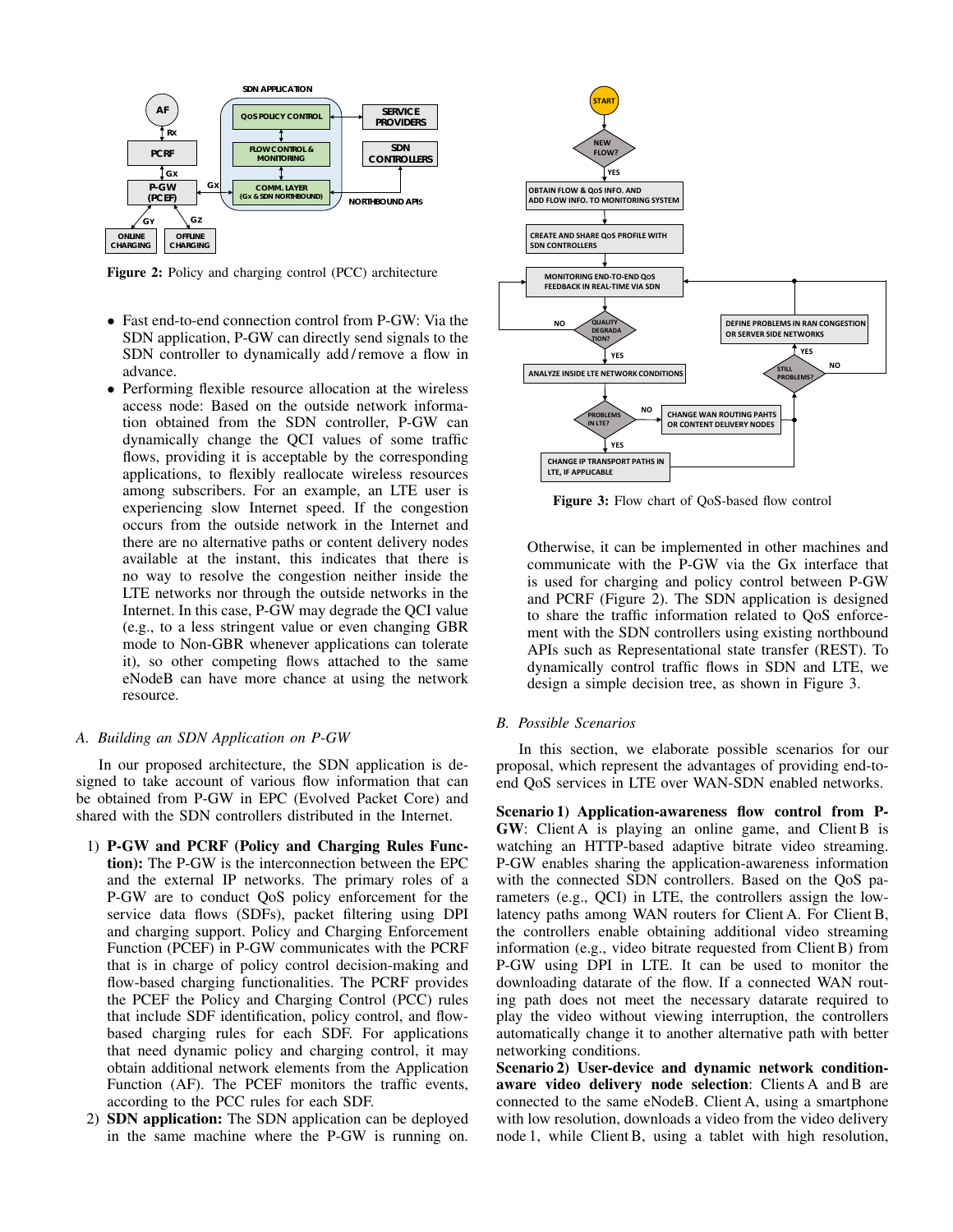Figure 2: Policy and charging control (PCC) architecture

- Fast end-to-end connection control from P-GW: Via the SDN application, P-GW can directly send signals to the SDN controller to dynamically add/remove a flow in advance.
- Performing flexible resource allocation at the wireless access node: Based on the outside network information obtained from the SDN controller, P-GW can dynamically change the QCI values of some traffic flows, providing it is acceptable by the corresponding applications, to flexibly reallocate wireless resources among subscribers. For an example, an LTE user is experiencing slow Internet speed. If the congestion occurs from the outside network in the Internet and there are no alternative paths or content delivery nodes available at the instant, this indicates that there is no way to resolve the congestion neither inside the LTE networks nor through the outside networks in the Internet. In this case, P-GW may degrade the QCI value (e.g., to a less stringent value or even changing GBR mode to Non-GBR whenever applications can tolerate it), so other competing flows attached to the same eNodeB can have more chance at using the network resource.

### *A. Building an SDN Application on P-GW*

In our proposed architecture, the SDN application is designed to take account of various flow information that can be obtained from P-GW in EPC (Evolved Packet Core) and shared with the SDN controllers distributed in the Internet.

1) **P-GW and PCRF (Policy and Charging Rules Function):** The P-GW is the interconnection between the EPC and the external IP networks. The primary roles of a P-GW are to conduct QoS policy enforcement for the service data flows (SDFs), packet filtering using DPI and charging support. Policy and Charging Enforcement Function (PCEF) in P-GW communicates with the PCRF that is in charge of policy control decision-making and flow-based charging functionalities. The PCRF provides the PCEF the Policy and Charging Control (PCC) rules that include SDF identification, policy control, and flow-based charging rules for each SDF. For applications that need dynamic policy and charging control, it may obtain additional network elements from the Application Function (AF). The PCEF monitors the traffic events, according to the PCC rules for each SDF.
2) **SDN application:** The SDN application can be deployed in the same machine where the P-GW is running on. Otherwise, it can be implemented in other machines and communicate with the P-GW via the Gx interface that is used for charging and policy control between P-GW and PCRF (Figure 2). The SDN application is designed to share the traffic information related to QoS enforcement with the SDN controllers using existing northbound APIs such as Representational state transfer (REST). To dynamically control traffic flows in SDN and LTE, we design a simple decision tree, as shown in Figure 3.

Figure 3: Flow chart of QoS-based flow control

### *B. Possible Scenarios*

In this section, we elaborate possible scenarios for our proposal, which represent the advantages of providing end-to-end QoS services in LTE over WAN-SDN enabled networks.

**Scenario 1) Application-awareness flow control from P-GW**: Client A is playing an online game, and Client B is watching an HTTP-based adaptive bitrate video streaming. P-GW enables sharing the application-awareness information with the connected SDN controllers. Based on the QoS parameters (e.g., QCI) in LTE, the controllers assign the low-latency paths among WAN routers for Client A. For Client B, the controllers enable obtaining additional video streaming information (e.g., video bitrate requested from Client B) from P-GW using DPI in LTE. It can be used to monitor the downloading datarate of the flow. If a connected WAN routing path does not meet the necessary datarate required to play the video without viewing interruption, the controllers automatically change it to another alternative path with better networking conditions.

**Scenario 2) User-device and dynamic network condition-aware video delivery node selection**: Clients A and B are connected to the same eNodeB. Client A, using a smartphone with low resolution, downloads a video from the video delivery node 1, while Client B, using a tablet with high resolution,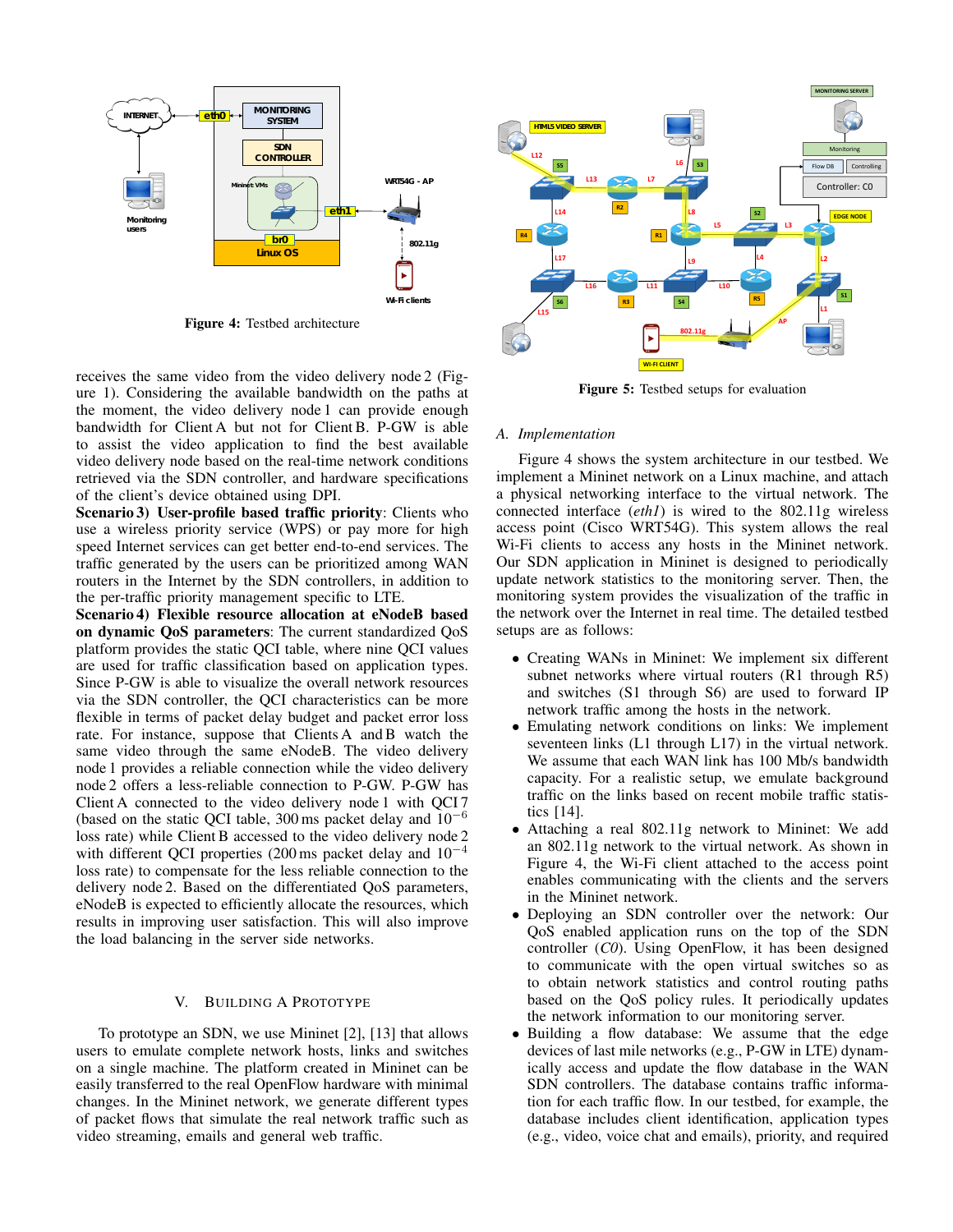Figure 4: Testbed architecture

Figure 5: Testbed setups for evaluation

receives the same video from the video delivery node 2 (Figure 1). Considering the available bandwidth on the paths at the moment, the video delivery node 1 can provide enough bandwidth for Client A but not for Client B. P-GW is able to assist the video application to find the best available video delivery node based on the real-time network conditions retrieved via the SDN controller, and hardware specifications of the client's device obtained using DPI.

**Scenario 3) User-profile based traffic priority**: Clients who use a wireless priority service (WPS) or pay more for high speed Internet services can get better end-to-end services. The traffic generated by the users can be prioritized among WAN routers in the Internet by the SDN controllers, in addition to the per-traffic priority management specific to LTE.

**Scenario 4) Flexible resource allocation at eNodeB based on dynamic QoS parameters**: The current standardized QoS platform provides the static QCI table, where nine QCI values are used for traffic classification based on application types. Since P-GW is able to visualize the overall network resources via the SDN controller, the QCI characteristics can be more flexible in terms of packet delay budget and packet error loss rate. For instance, suppose that Clients A and B watch the same video through the same eNodeB. The video delivery node 1 provides a reliable connection while the video delivery node 2 offers a less-reliable connection to P-GW. P-GW has Client A connected to the video delivery node 1 with QCI 7 (based on the static QCI table, 300 ms packet delay and $10^{-6}$ loss rate) while Client B accessed to the video delivery node 2 with different QCI properties (200 ms packet delay and $10^{-4}$ loss rate) to compensate for the less reliable connection to the delivery node 2. Based on the differentiated QoS parameters, eNodeB is expected to efficiently allocate the resources, which results in improving user satisfaction. This will also improve the load balancing in the server side networks.

## V. Building a Prototype

To prototype an SDN, we use Mininet [2], [13] that allows users to emulate complete network hosts, links and switches on a single machine. The platform created in Mininet can be easily transferred to the real OpenFlow hardware with minimal changes. In the Mininet network, we generate different types of packet flows that simulate the real network traffic such as video streaming, emails and general web traffic.

### A. Implementation

Figure 4 shows the system architecture in our testbed. We implement a Mininet network on a Linux machine, and attach a physical networking interface to the virtual network. The connected interface (*eth1*) is wired to the 802.11g wireless access point (Cisco WRT54G). This system allows the real Wi-Fi clients to access any hosts in the Mininet network. Our SDN application in Mininet is designed to periodically update network statistics to the monitoring server. Then, the monitoring system provides the visualization of the traffic in the network over the Internet in real time. The detailed testbed setups are as follows:

- Creating WANs in Mininet: We implement six different subnet networks where virtual routers (R1 through R5) and switches (S1 through S6) are used to forward IP network traffic among the hosts in the network.
- Emulating network conditions on links: We implement seventeen links (L1 through L17) in the virtual network. We assume that each WAN link has 100 Mb/s bandwidth capacity. For a realistic setup, we emulate background traffic on the links based on recent mobile traffic statistics [14].
- Attaching a real 802.11g network to Mininet: We add an 802.11g network to the virtual network. As shown in Figure 4, the Wi-Fi client attached to the access point enables communicating with the clients and the servers in the Mininet network.
- Deploying an SDN controller over the network: Our QoS enabled application runs on the top of the SDN controller (*C0*). Using OpenFlow, it has been designed to communicate with the open virtual switches so as to obtain network statistics and control routing paths based on the QoS policy rules. It periodically updates the network information to our monitoring server.
- Building a flow database: We assume that the edge devices of last mile networks (e.g., P-GW in LTE) dynamically access and update the flow database in the WAN SDN controllers. The database contains traffic information for each traffic flow. In our testbed, for example, the database includes client identification, application types (e.g., video, voice chat and emails), priority, and required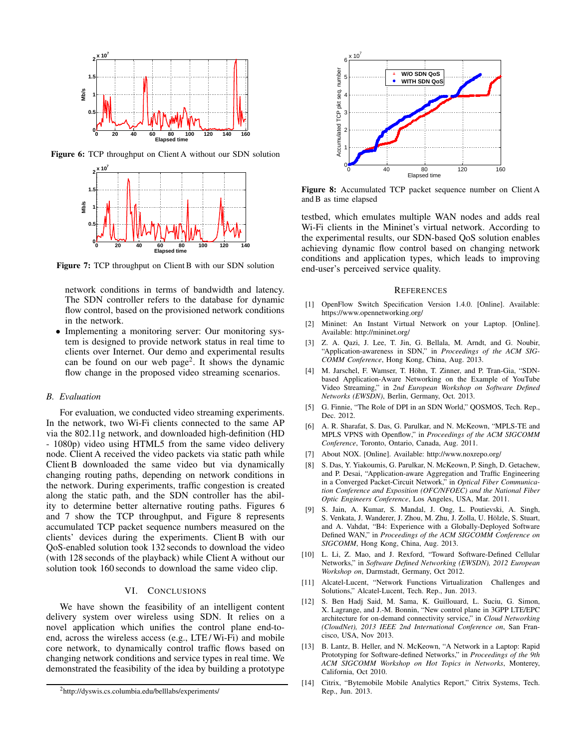x 10^7

2

1.5

1

0.5

0

0 20 40 60 80 100 120 140 160

Mb/s

Elapsed time

**Figure 6:** TCP throughput on Client A without our SDN solution

x 10^7

2

1.5

1

0.5

0

0 20 40 60 80 100 120 140

Mb/s

Elapsed time

**Figure 7:** TCP throughput on Client B with our SDN solution

network conditions in terms of bandwidth and latency. The SDN controller refers to the database for dynamic flow control, based on the provisioned network conditions in the network.

- Implementing a monitoring server: Our monitoring system is designed to provide network status in real time to clients over Internet. Our demo and experimental results can be found on our web page[2]. It shows the dynamic flow change in the proposed video streaming scenarios.

### B. Evaluation

For evaluation, we conducted video streaming experiments. In the network, two Wi-Fi clients connected to the same AP via the 802.11g network, and downloaded high-definition (HD - 1080p) video using HTML5 from the same video delivery node. Client A received the video packets via static path while Client B downloaded the same video but via dynamically changing routing paths, depending on network conditions in the network. During experiments, traffic congestion is created along the static path, and the SDN controller has the ability to determine better alternative routing paths. Figures 6 and 7 show the TCP throughput, and Figure 8 represents accumulated TCP packet sequence numbers measured on the clients' devices during the experiments. Client B with our QoS-enabled solution took 132 seconds to download the video (with 128 seconds of the playback) while Client A without our solution took 160 seconds to download the same video clip.

## VI. Conclusions

We have shown the feasibility of an intelligent content delivery system over wireless using SDN. It relies on a novel application which unifies the control plane end-to-end, across the wireless access (e.g., LTE / Wi-Fi) and mobile core network, to dynamically control traffic flows based on changing network conditions and service types in real time. We demonstrated the feasibility of the idea by building a prototype testbed, which emulates multiple WAN nodes and adds real Wi-Fi clients in the Mininet's virtual network. According to the experimental results, our SDN-based QoS solution enables achieving dynamic flow control based on changing network conditions and application types, which leads to improving end-user's perceived service quality.

[2]http://dyswis.cs.columbia.edu/belllabs/experiments/

x 10^7

6

5

4

3

2

1

0

0 40 80 120 160

Accumulated TCP pkt seq. number

Elapsed time

W/O SDN QoS

WITH SDN QoS

**Figure 8:** Accumulated TCP packet sequence number on Client A and B as time elapsed

## References

[1] OpenFlow Switch Specification Version 1.4.0. [Online]. Available: https://www.opennetworking.org/

[2] Mininet: An Instant Virtual Network on your Laptop. [Online]. Available: http://mininet.org/

[3] Z. A. Qazi, J. Lee, T. Jin, G. Bellala, M. Arndt, and G. Noubir, "Application-awareness in SDN," in *Proceedings of the ACM SIGCOMM Conference*, Hong Kong, China, Aug. 2013.

[4] M. Jarschel, F. Wamser, T. Höhn, T. Zinner, and P. Tran-Gia, "SDN-based Application-Aware Networking on the Example of YouTube Video Streaming," in *2nd European Workshop on Software Defined Networks (EWSDN)*, Berlin, Germany, Oct. 2013.

[5] G. Finnie, "The Role of DPI in an SDN World," QOSMOS, Tech. Rep., Dec. 2012.

[6] A. R. Sharafat, S. Das, G. Parulkar, and N. McKeown, "MPLS-TE and MPLS VPNS with Openflow," in *Proceedings of the ACM SIGCOMM Conference*, Toronto, Ontario, Canada, Aug. 2011.

[7] About NOX. [Online]. Available: http://www.noxrepo.org/

[8] S. Das, Y. Yiakoumis, G. Parulkar, N. McKeown, P. Singh, D. Getachew, and P. Desai, "Application-aware Aggregation and Traffic Engineering in a Converged Packet-Circuit Network," in *Optical Fiber Communication Conference and Exposition (OFC/NFOEC) and the National Fiber Optic Engineers Conference*, Los Angeles, USA, Mar. 2011.

[9] S. Jain, A. Kumar, S. Mandal, J. Ong, L. Poutievski, A. Singh, S. Venkata, J. Wanderer, J. Zhou, M. Zhu, J. Zolla, U. Hölzle, S. Stuart, and A. Vahdat, "B4: Experience with a Globally-Deployed Software Defined WAN," in *Proceedings of the ACM SIGCOMM Conference on SIGCOMM*, Hong Kong, China, Aug. 2013.

[10] L. Li, Z. Mao, and J. Rexford, "Toward Software-Defined Cellular Networks," in *Software Defined Networking (EWSDN), 2012 European Workshop on*, Darmstadt, Germany, Oct 2012.

[11] Alcatel-Lucent, "Network Functions Virtualization Challenges and Solutions," Alcatel-Lucent, Tech. Rep., Jun. 2013.

[12] S. Ben Hadj Said, M. Sama, K. Guillouard, L. Suciu, G. Simon, X. Lagrange, and J.-M. Bonnin, "New control plane in 3GPP LTE/EPC architecture for on-demand connectivity service," in *Cloud Networking (CloudNet), 2013 IEEE 2nd International Conference on*, San Francisco, USA, Nov 2013.

[13] B. Lantz, B. Heller, and N. McKeown, "A Network in a Laptop: Rapid Prototyping for Software-defined Networks," in *Proceedings of the 9th ACM SIGCOMM Workshop on Hot Topics in Networks*, Monterey, California, Oct 2010.

[14] Citrix, "Bytemobile Mobile Analytics Report," Citrix Systems, Tech. Rep., Jun. 2013.